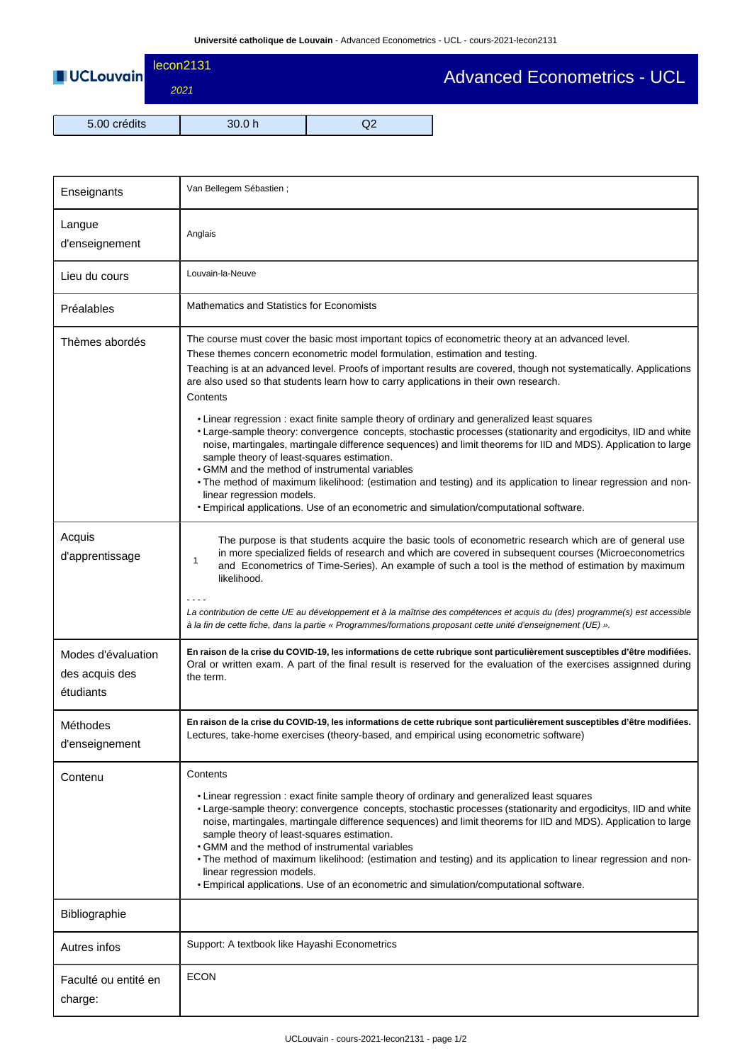# lecon2131 — Advanced Econometrics - UCL

2021

| 5.00 crédits | 30.0 h | Q2 |
|---|---|---|

| | |
|---|---|
| Enseignants | Van Bellegem Sébastien ; |
| Langue d'enseignement | Anglais |
| Lieu du cours | Louvain-la-Neuve |
| Préalables | Mathematics and Statistics for Economists |
| Thèmes abordés | The course must cover the basic most important topics of econometric theory at an advanced level. These themes concern econometric model formulation, estimation and testing. Teaching is at an advanced level. Proofs of important results are covered, though not systematically. Applications are also used so that students learn how to carry applications in their own research. Contents<br>• Linear regression : exact finite sample theory of ordinary and generalized least squares<br>• Large-sample theory: convergence concepts, stochastic processes (stationarity and ergodicitys, IID and white noise, martingales, martingale difference sequences) and limit theorems for IID and MDS). Application to large sample theory of least-squares estimation.<br>• GMM and the method of instrumental variables<br>• The method of maximum likelihood: (estimation and testing) and its application to linear regression and non-linear regression models.<br>• Empirical applications. Use of an econometric and simulation/computational software. |
| Acquis d'apprentissage | 1 — The purpose is that students acquire the basic tools of econometric research which are of general use in more specialized fields of research and which are covered in subsequent courses (Microeconometrics and Econometrics of Time-Series). An example of such a tool is the method of estimation by maximum likelihood.<br>- - - -<br>*La contribution de cette UE au développement et à la maîtrise des compétences et acquis du (des) programme(s) est accessible à la fin de cette fiche, dans la partie « Programmes/formations proposant cette unité d'enseignement (UE) ».* |
| Modes d'évaluation des acquis des étudiants | **En raison de la crise du COVID-19, les informations de cette rubrique sont particulièrement susceptibles d'être modifiées.**<br>Oral or written exam. A part of the final result is reserved for the evaluation of the exercises assignned during the term. |
| Méthodes d'enseignement | **En raison de la crise du COVID-19, les informations de cette rubrique sont particulièrement susceptibles d'être modifiées.**<br>Lectures, take-home exercises (theory-based, and empirical using econometric software) |
| Contenu | Contents<br>• Linear regression : exact finite sample theory of ordinary and generalized least squares<br>• Large-sample theory: convergence concepts, stochastic processes (stationarity and ergodicitys, IID and white noise, martingales, martingale difference sequences) and limit theorems for IID and MDS). Application to large sample theory of least-squares estimation.<br>• GMM and the method of instrumental variables<br>• The method of maximum likelihood: (estimation and testing) and its application to linear regression and non-linear regression models.<br>• Empirical applications. Use of an econometric and simulation/computational software. |
| Bibliographie | |
| Autres infos | Support: A textbook like Hayashi Econometrics |
| Faculté ou entité en charge: | ECON |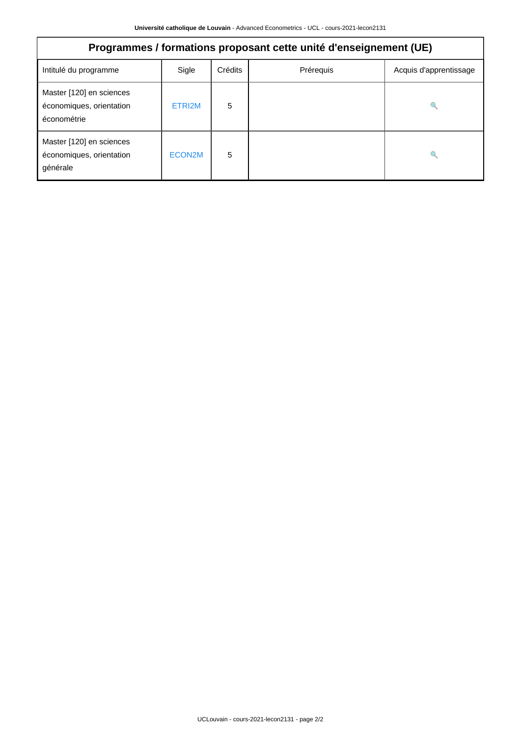## Programmes / formations proposant cette unité d'enseignement (UE)

| Intitulé du programme | Sigle | Crédits | Prérequis | Acquis d'apprentissage |
|---|---|---|---|---|
| Master [120] en sciences économiques, orientation économétrie | ETRI2M | 5 | | 🔍 |
| Master [120] en sciences économiques, orientation générale | ECON2M | 5 | | 🔍 |